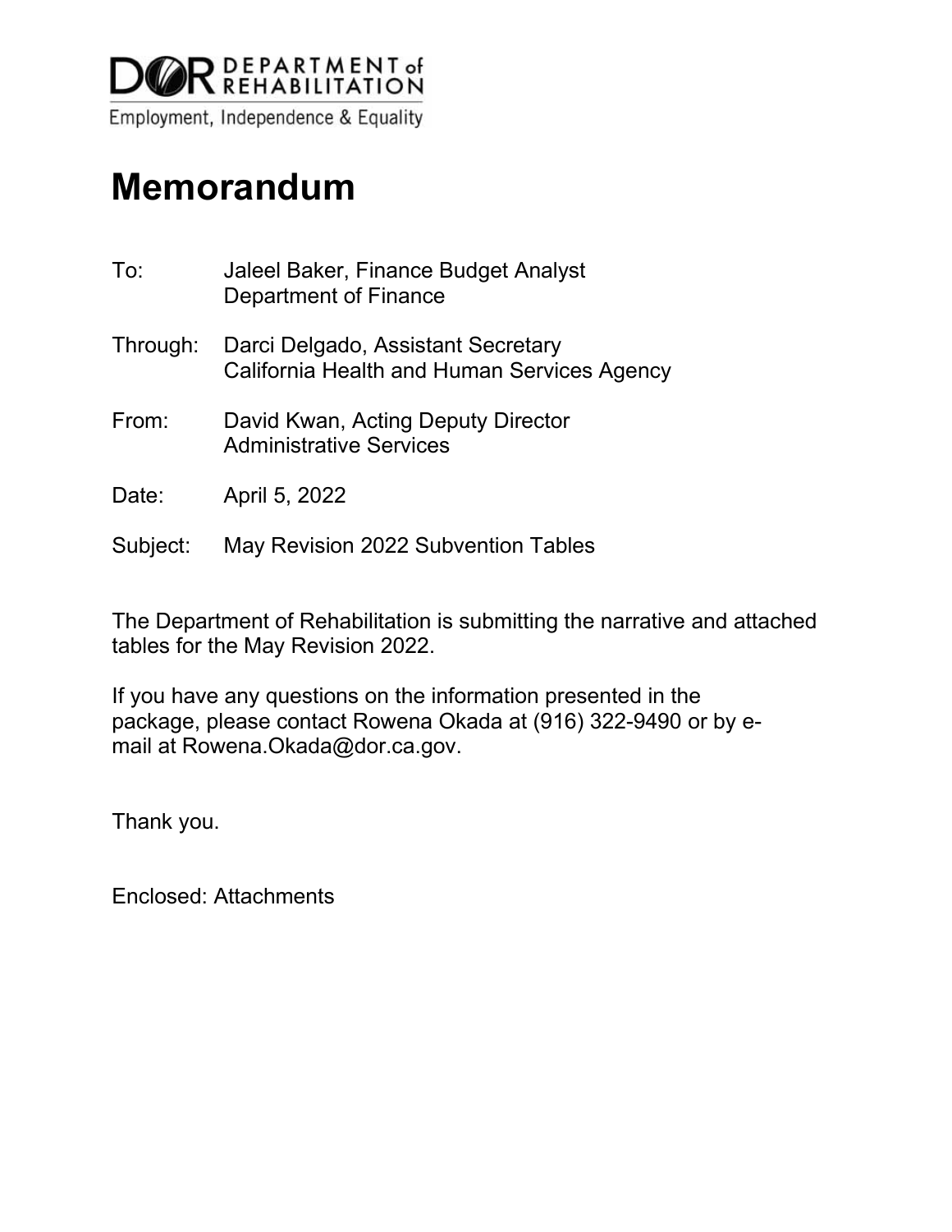**DOR DEPARTMENT of REHABILITATION**

Employment, Independence & Equality

# Memorandum

To: Jaleel Baker, Finance Budget Analyst
Department of Finance

Through: Darci Delgado, Assistant Secretary
California Health and Human Services Agency

From: David Kwan, Acting Deputy Director
Administrative Services

Date: April 5, 2022

Subject: May Revision 2022 Subvention Tables

The Department of Rehabilitation is submitting the narrative and attached tables for the May Revision 2022.

If you have any questions on the information presented in the package, please contact Rowena Okada at (916) 322-9490 or by e-mail at Rowena.Okada@dor.ca.gov.

Thank you.

Enclosed: Attachments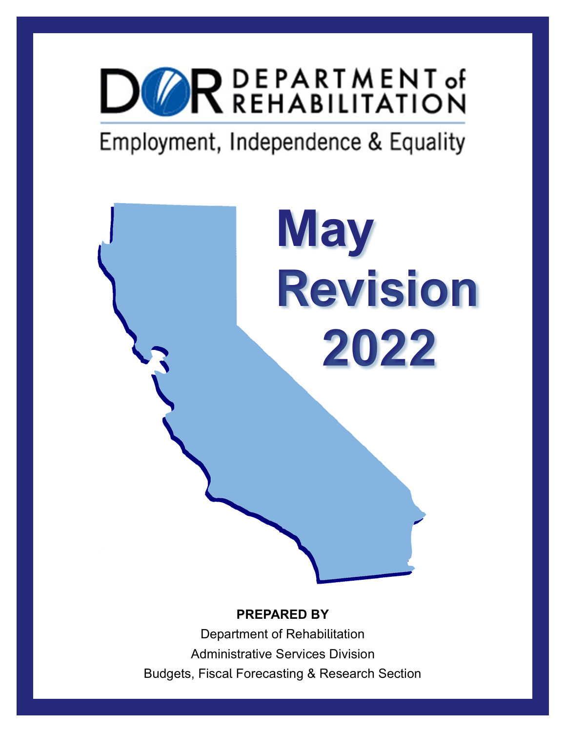# DEPARTMENT of REHABILITATION

Employment, Independence & Equality

# May Revision 2022

**PREPARED BY**

Department of Rehabilitation

Administrative Services Division

Budgets, Fiscal Forecasting & Research Section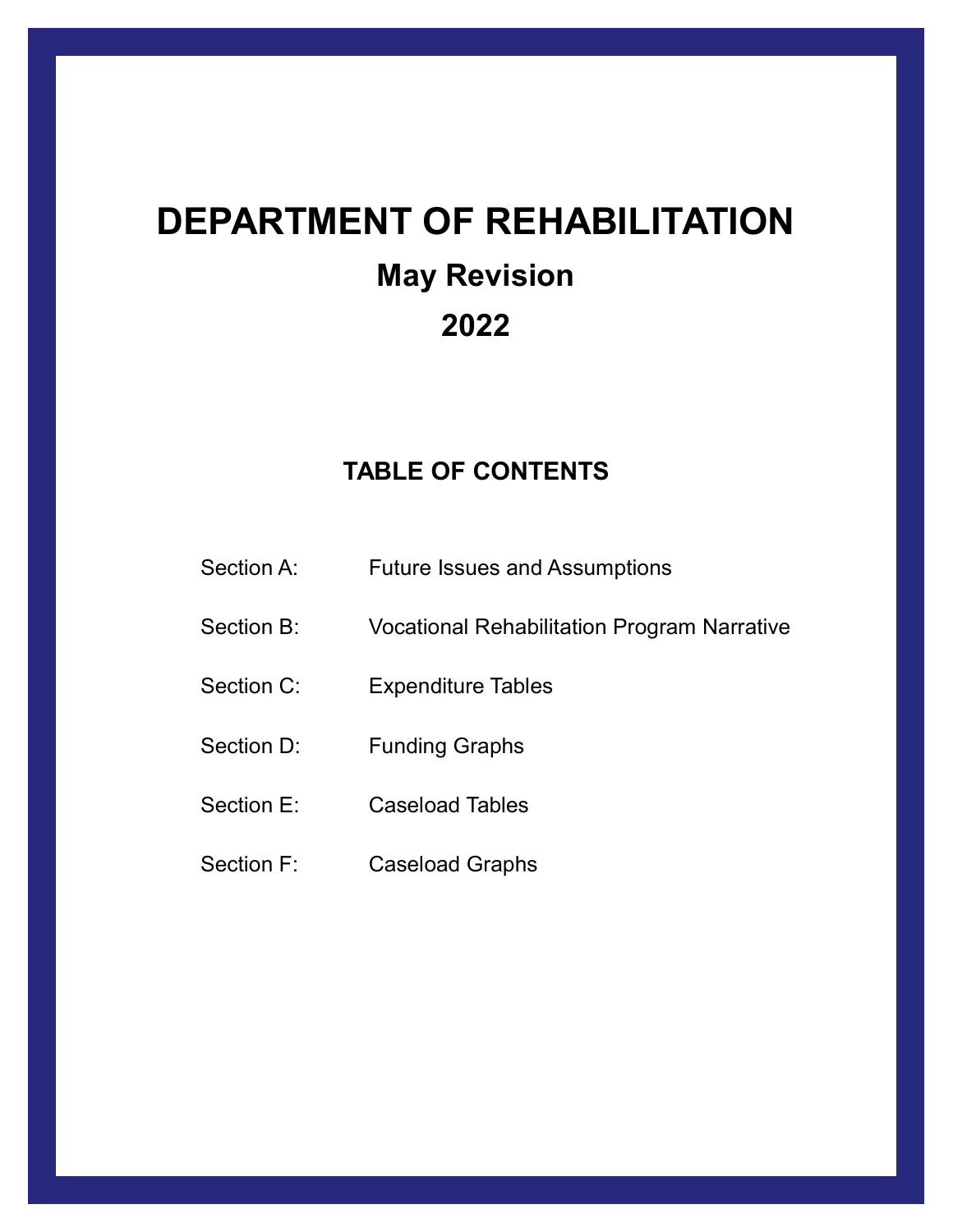# DEPARTMENT OF REHABILITATION

## May Revision

## 2022

### TABLE OF CONTENTS

| | |
|---|---|
| Section A: | Future Issues and Assumptions |
| Section B: | Vocational Rehabilitation Program Narrative |
| Section C: | Expenditure Tables |
| Section D: | Funding Graphs |
| Section E: | Caseload Tables |
| Section F: | Caseload Graphs |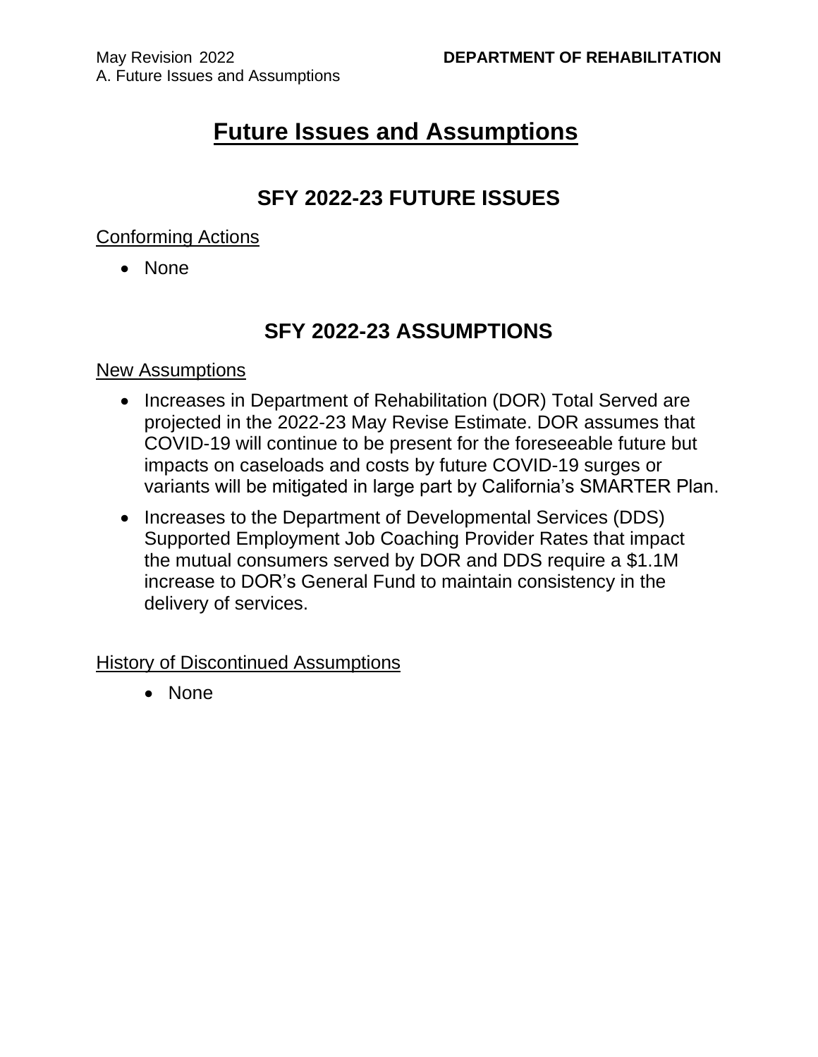# Future Issues and Assumptions

## SFY 2022-23 FUTURE ISSUES

Conforming Actions

- None

## SFY 2022-23 ASSUMPTIONS

New Assumptions

- Increases in Department of Rehabilitation (DOR) Total Served are projected in the 2022-23 May Revise Estimate. DOR assumes that COVID-19 will continue to be present for the foreseeable future but impacts on caseloads and costs by future COVID-19 surges or variants will be mitigated in large part by California's SMARTER Plan.
- Increases to the Department of Developmental Services (DDS) Supported Employment Job Coaching Provider Rates that impact the mutual consumers served by DOR and DDS require a $1.1M increase to DOR's General Fund to maintain consistency in the delivery of services.

History of Discontinued Assumptions

- None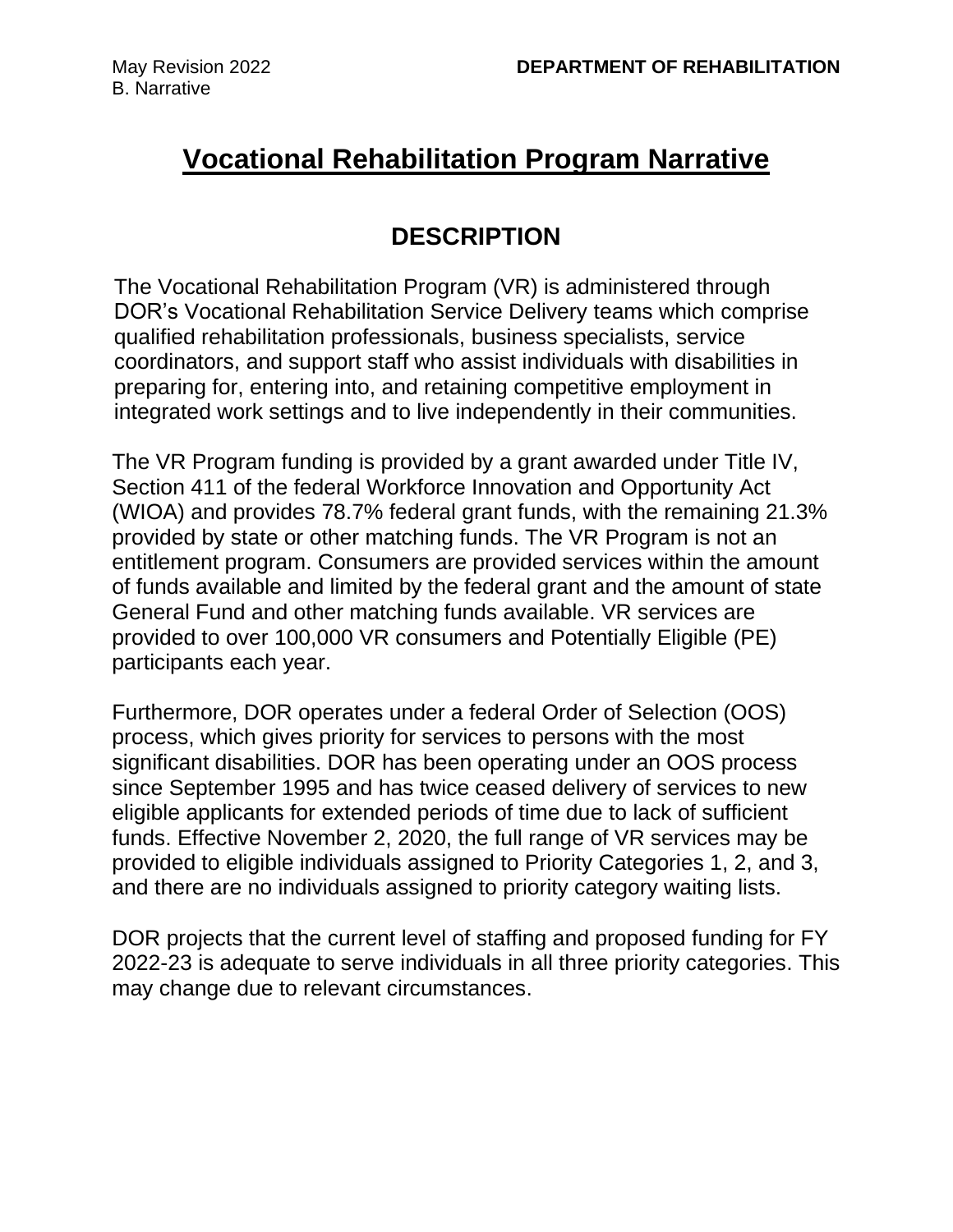# Vocational Rehabilitation Program Narrative

## DESCRIPTION

The Vocational Rehabilitation Program (VR) is administered through DOR's Vocational Rehabilitation Service Delivery teams which comprise qualified rehabilitation professionals, business specialists, service coordinators, and support staff who assist individuals with disabilities in preparing for, entering into, and retaining competitive employment in integrated work settings and to live independently in their communities.

The VR Program funding is provided by a grant awarded under Title IV, Section 411 of the federal Workforce Innovation and Opportunity Act (WIOA) and provides 78.7% federal grant funds, with the remaining 21.3% provided by state or other matching funds. The VR Program is not an entitlement program. Consumers are provided services within the amount of funds available and limited by the federal grant and the amount of state General Fund and other matching funds available. VR services are provided to over 100,000 VR consumers and Potentially Eligible (PE) participants each year.

Furthermore, DOR operates under a federal Order of Selection (OOS) process, which gives priority for services to persons with the most significant disabilities. DOR has been operating under an OOS process since September 1995 and has twice ceased delivery of services to new eligible applicants for extended periods of time due to lack of sufficient funds. Effective November 2, 2020, the full range of VR services may be provided to eligible individuals assigned to Priority Categories 1, 2, and 3, and there are no individuals assigned to priority category waiting lists.

DOR projects that the current level of staffing and proposed funding for FY 2022-23 is adequate to serve individuals in all three priority categories. This may change due to relevant circumstances.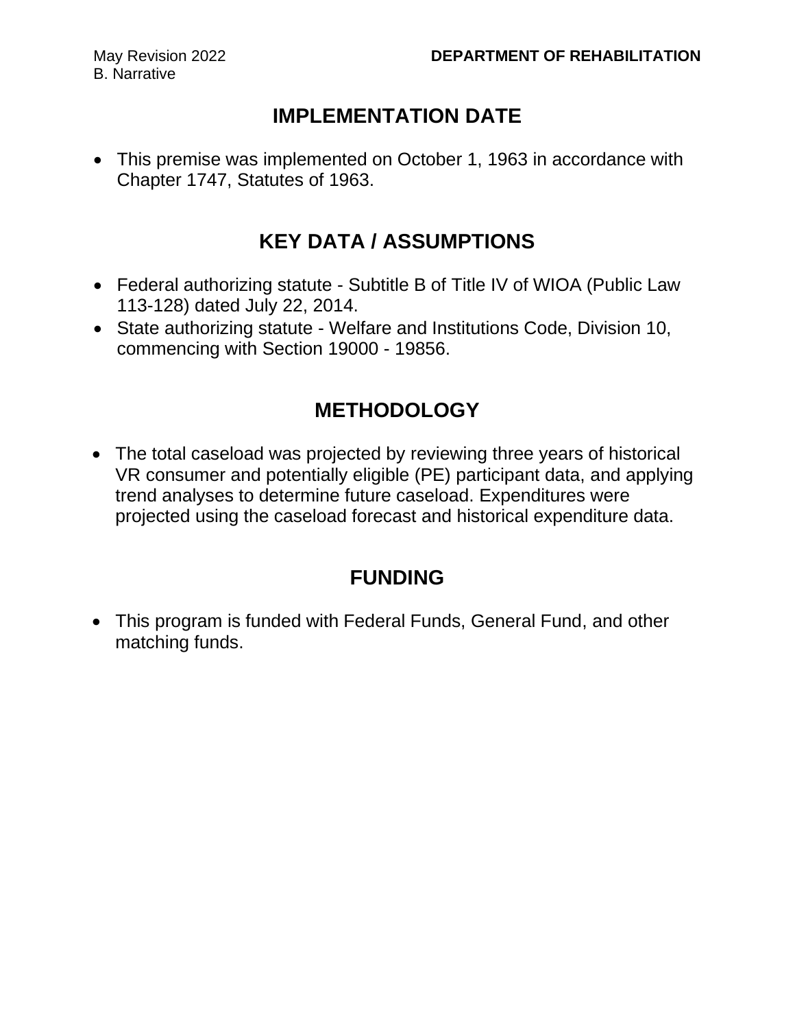## IMPLEMENTATION DATE

- This premise was implemented on October 1, 1963 in accordance with Chapter 1747, Statutes of 1963.

## KEY DATA / ASSUMPTIONS

- Federal authorizing statute - Subtitle B of Title IV of WIOA (Public Law 113-128) dated July 22, 2014.
- State authorizing statute - Welfare and Institutions Code, Division 10, commencing with Section 19000 - 19856.

## METHODOLOGY

- The total caseload was projected by reviewing three years of historical VR consumer and potentially eligible (PE) participant data, and applying trend analyses to determine future caseload. Expenditures were projected using the caseload forecast and historical expenditure data.

## FUNDING

- This program is funded with Federal Funds, General Fund, and other matching funds.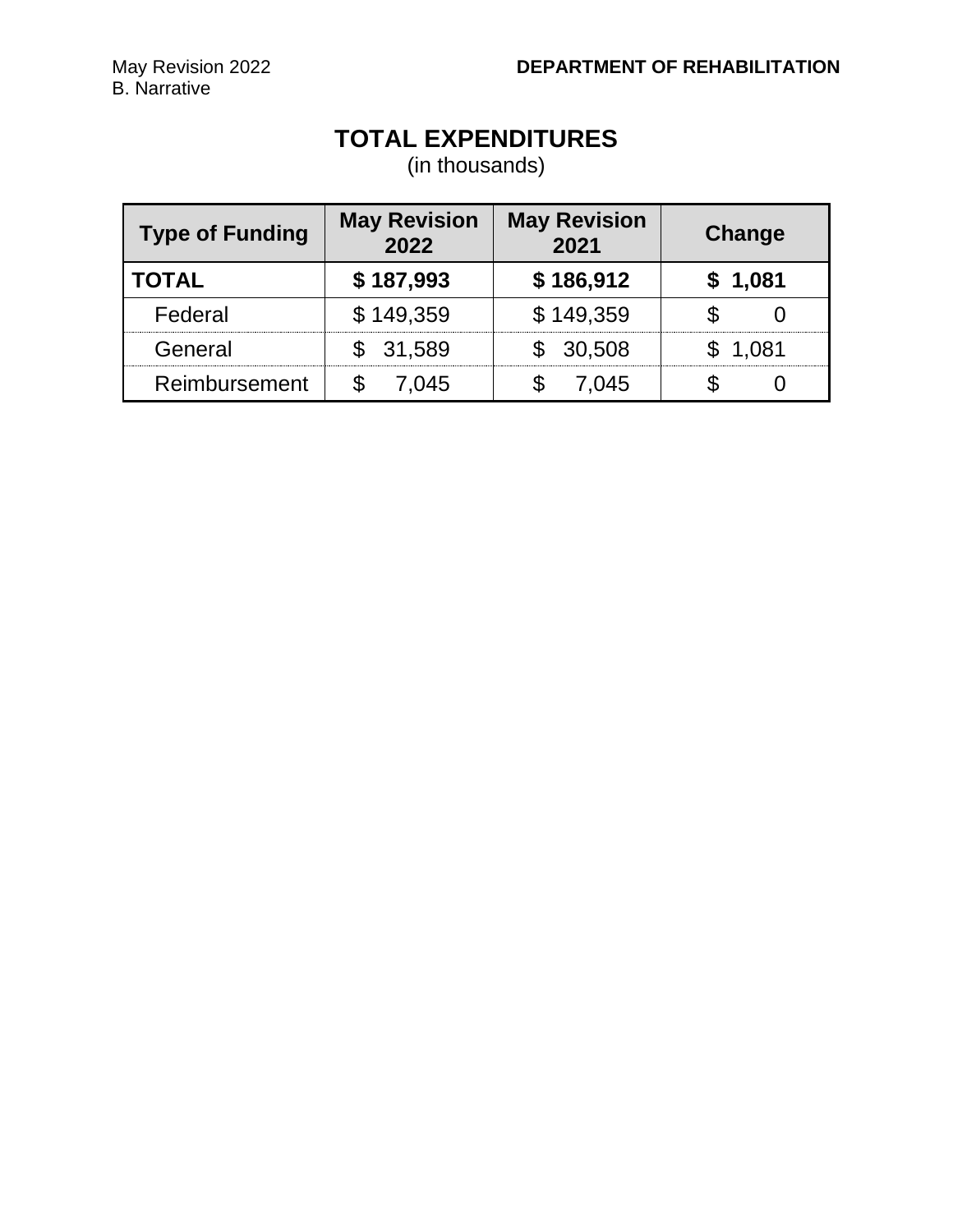# TOTAL EXPENDITURES

(in thousands)

| Type of Funding | May Revision 2022 | May Revision 2021 | Change |
|---|---|---|---|
| **TOTAL** | **$ 187,993** | **$ 186,912** | **$ 1,081** |
| Federal | $ 149,359 | $ 149,359 | $ 0 |
| General | $ 31,589 | $ 30,508 | $ 1,081 |
| Reimbursement | $ 7,045 | $ 7,045 | $ 0 |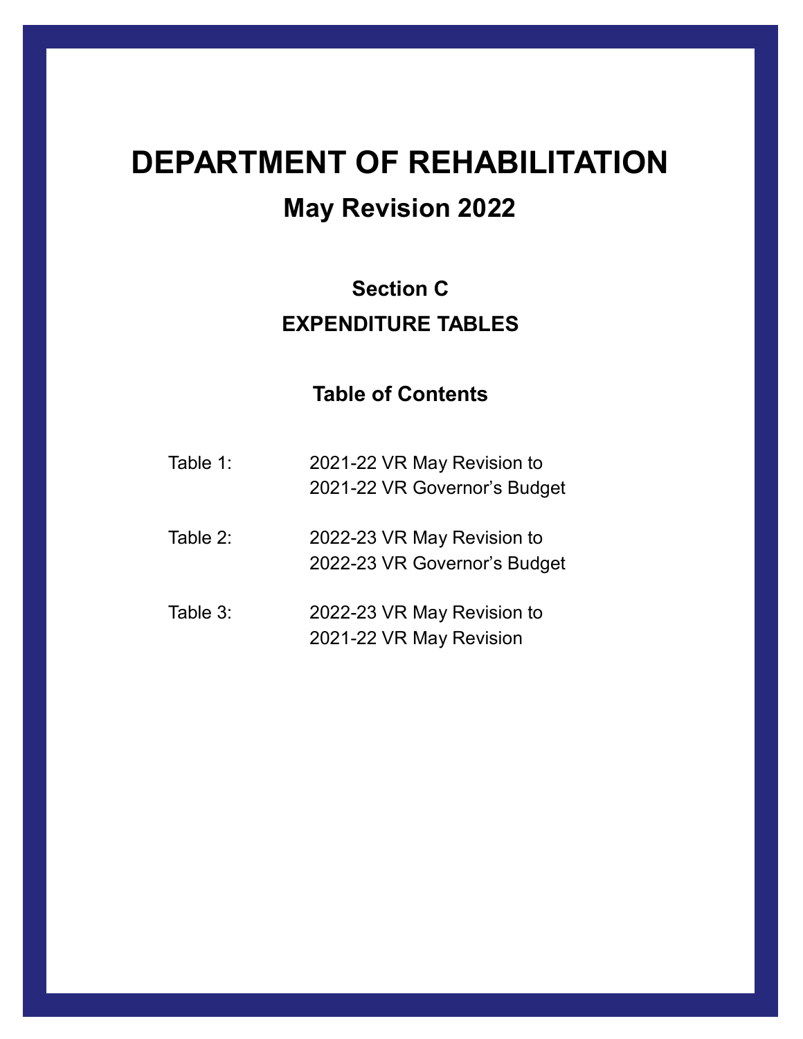# DEPARTMENT OF REHABILITATION

## May Revision 2022

### Section C

### EXPENDITURE TABLES

### Table of Contents

Table 1: 2021-22 VR May Revision to 2021-22 VR Governor's Budget

Table 2: 2022-23 VR May Revision to 2022-23 VR Governor's Budget

Table 3: 2022-23 VR May Revision to 2021-22 VR May Revision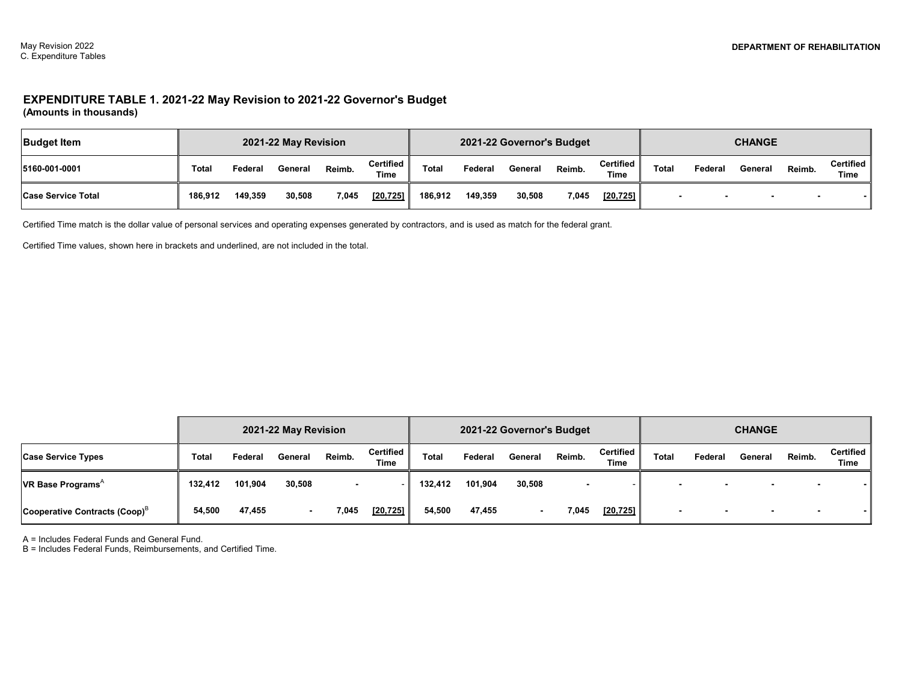## EXPENDITURE TABLE 1. 2021-22 May Revision to 2021-22 Governor's Budget
**(Amounts in thousands)**

| Budget Item | 2021-22 May Revision | | | | | 2021-22 Governor's Budget | | | | | CHANGE | | | | |
|---|---|---|---|---|---|---|---|---|---|---|---|---|---|---|---|
| 5160-001-0001 | Total | Federal | General | Reimb. | Certified Time | Total | Federal | General | Reimb. | Certified Time | Total | Federal | General | Reimb. | Certified Time |
| Case Service Total | 186,912 | 149,359 | 30,508 | 7,045 | [20,725] | 186,912 | 149,359 | 30,508 | 7,045 | [20,725] | - | - | - | - | - |

Certified Time match is the dollar value of personal services and operating expenses generated by contractors, and is used as match for the federal grant.

Certified Time values, shown here in brackets and underlined, are not included in the total.

| | 2021-22 May Revision | | | | | 2021-22 Governor's Budget | | | | | CHANGE | | | | |
|---|---|---|---|---|---|---|---|---|---|---|---|---|---|---|---|
| Case Service Types | Total | Federal | General | Reimb. | Certified Time | Total | Federal | General | Reimb. | Certified Time | Total | Federal | General | Reimb. | Certified Time |
| VR Base Programs[A] | 132,412 | 101,904 | 30,508 | - | - | 132,412 | 101,904 | 30,508 | - | - | - | - | - | - | - |
| Cooperative Contracts (Coop)[B] | 54,500 | 47,455 | - | 7,045 | [20,725] | 54,500 | 47,455 | - | 7,045 | [20,725] | - | - | - | - | - |

A = Includes Federal Funds and General Fund.
B = Includes Federal Funds, Reimbursements, and Certified Time.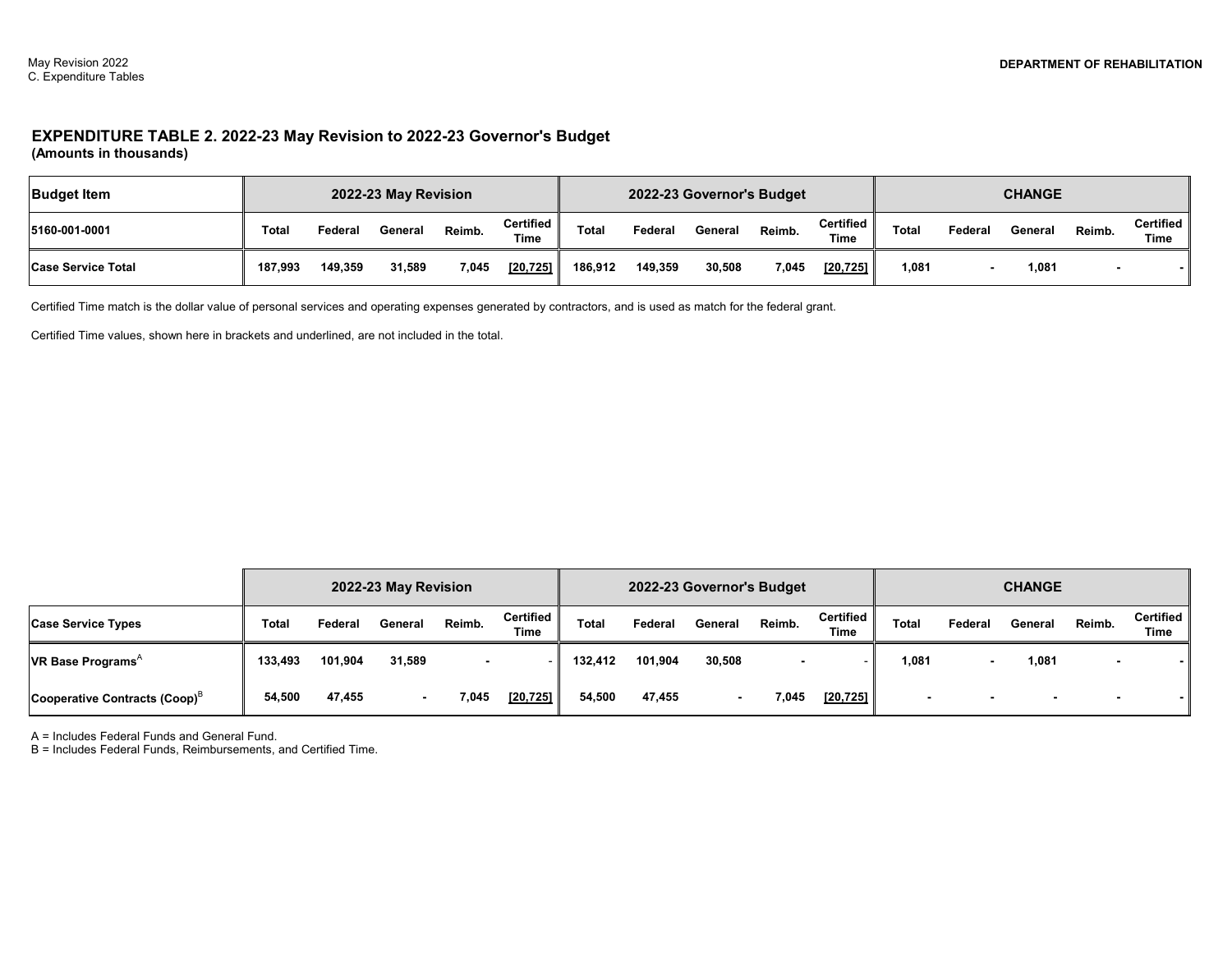## EXPENDITURE TABLE 2. 2022-23 May Revision to 2022-23 Governor's Budget

**(Amounts in thousands)**

| Budget Item | 2022-23 May Revision | | | | | 2022-23 Governor's Budget | | | | | CHANGE | | | | |
|---|---|---|---|---|---|---|---|---|---|---|---|---|---|---|---|
| 5160-001-0001 | Total | Federal | General | Reimb. | Certified Time | Total | Federal | General | Reimb. | Certified Time | Total | Federal | General | Reimb. | Certified Time |
| Case Service Total | 187,993 | 149,359 | 31,589 | 7,045 | [20,725] | 186,912 | 149,359 | 30,508 | 7,045 | [20,725] | 1,081 | - | 1,081 | - | - |

Certified Time match is the dollar value of personal services and operating expenses generated by contractors, and is used as match for the federal grant.

Certified Time values, shown here in brackets and underlined, are not included in the total.

| | 2022-23 May Revision | | | | | 2022-23 Governor's Budget | | | | | CHANGE | | | | |
|---|---|---|---|---|---|---|---|---|---|---|---|---|---|---|---|
| Case Service Types | Total | Federal | General | Reimb. | Certified Time | Total | Federal | General | Reimb. | Certified Time | Total | Federal | General | Reimb. | Certified Time |
| VR Base Programs[A] | 133,493 | 101,904 | 31,589 | - | - | 132,412 | 101,904 | 30,508 | - | - | 1,081 | - | 1,081 | - | - |
| Cooperative Contracts (Coop)[B] | 54,500 | 47,455 | - | 7,045 | [20,725] | 54,500 | 47,455 | - | 7,045 | [20,725] | - | - | - | - | - |

A = Includes Federal Funds and General Fund.
B = Includes Federal Funds, Reimbursements, and Certified Time.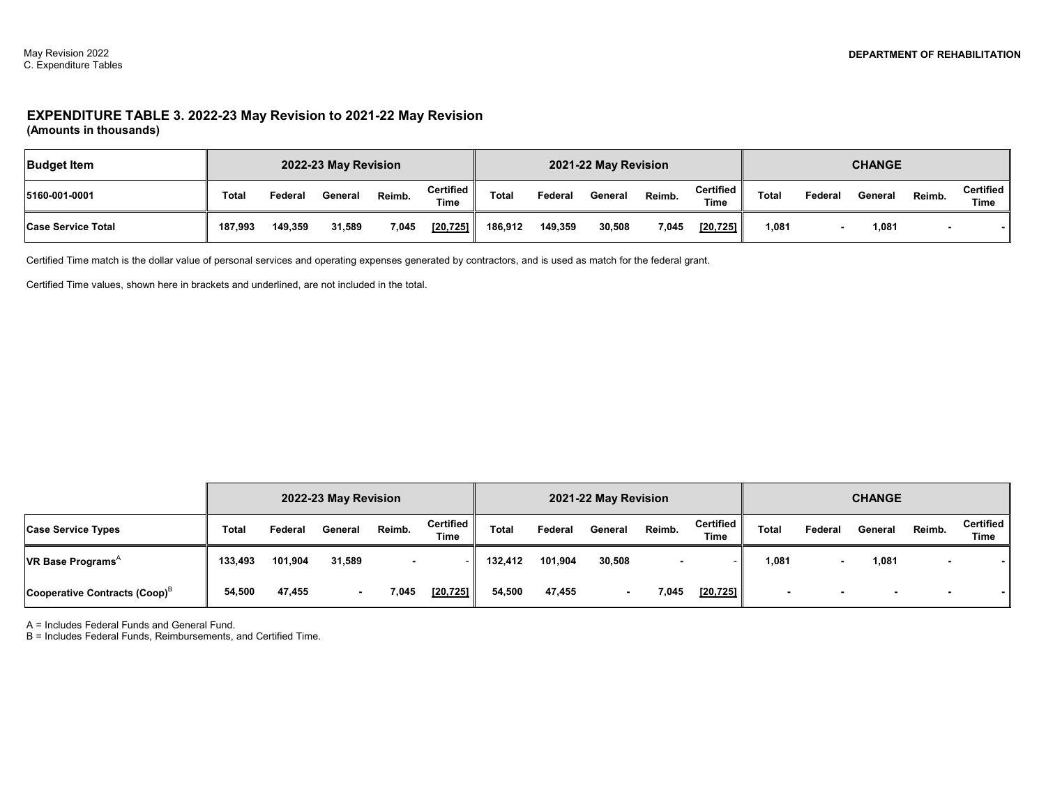## EXPENDITURE TABLE 3. 2022-23 May Revision to 2021-22 May Revision
**(Amounts in thousands)**

| Budget Item | 2022-23 May Revision | | | | | 2021-22 May Revision | | | | | CHANGE | | | | |
|---|---|---|---|---|---|---|---|---|---|---|---|---|---|---|---|
| 5160-001-0001 | Total | Federal | General | Reimb. | Certified Time | Total | Federal | General | Reimb. | Certified Time | Total | Federal | General | Reimb. | Certified Time |
| **Case Service Total** | 187,993 | 149,359 | 31,589 | 7,045 | [20,725] | 186,912 | 149,359 | 30,508 | 7,045 | [20,725] | 1,081 | - | 1,081 | - | - |

Certified Time match is the dollar value of personal services and operating expenses generated by contractors, and is used as match for the federal grant.

Certified Time values, shown here in brackets and underlined, are not included in the total.

| | 2022-23 May Revision | | | | | 2021-22 May Revision | | | | | CHANGE | | | | |
|---|---|---|---|---|---|---|---|---|---|---|---|---|---|---|---|
| Case Service Types | Total | Federal | General | Reimb. | Certified Time | Total | Federal | General | Reimb. | Certified Time | Total | Federal | General | Reimb. | Certified Time |
| **VR Base Programs**[A] | 133,493 | 101,904 | 31,589 | - | - | 132,412 | 101,904 | 30,508 | - | - | 1,081 | - | 1,081 | - | - |
| **Cooperative Contracts (Coop)**[B] | 54,500 | 47,455 | - | 7,045 | [20,725] | 54,500 | 47,455 | - | 7,045 | [20,725] | - | - | - | - | - |

A = Includes Federal Funds and General Fund.
B = Includes Federal Funds, Reimbursements, and Certified Time.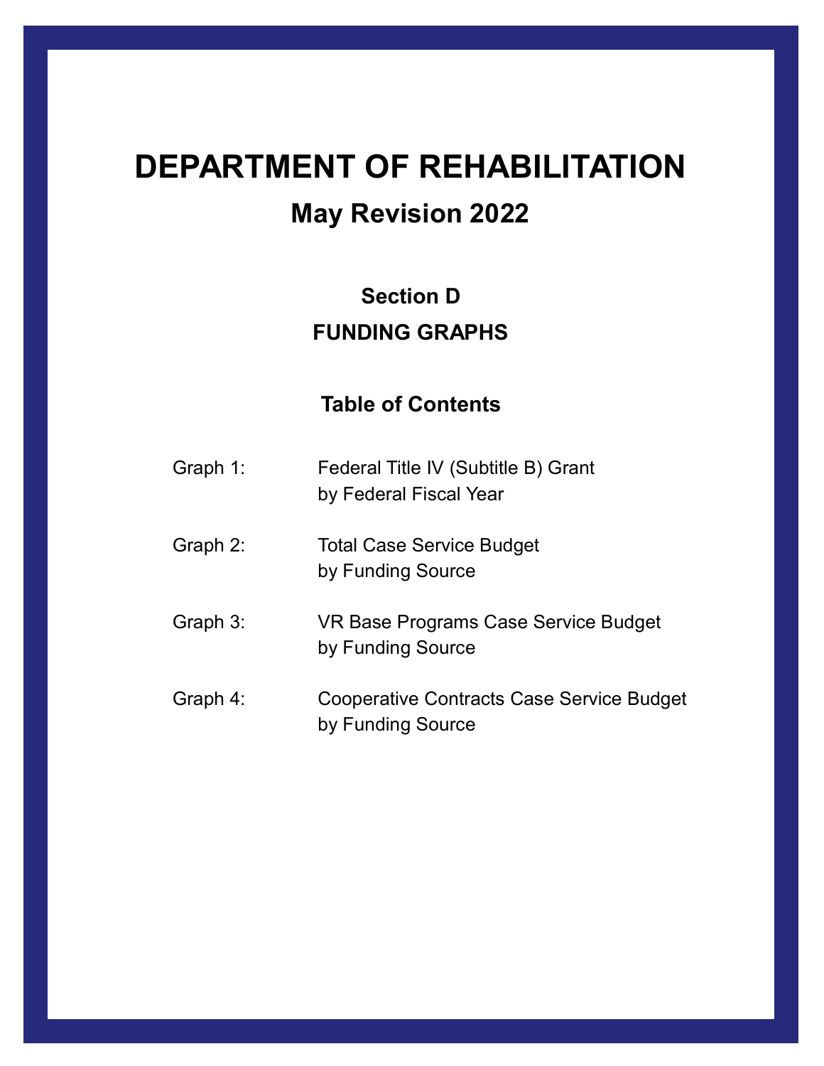# DEPARTMENT OF REHABILITATION

## May Revision 2022

### Section D

### FUNDING GRAPHS

### Table of Contents

| | |
|---|---|
| Graph 1: | Federal Title IV (Subtitle B) Grant by Federal Fiscal Year |
| Graph 2: | Total Case Service Budget by Funding Source |
| Graph 3: | VR Base Programs Case Service Budget by Funding Source |
| Graph 4: | Cooperative Contracts Case Service Budget by Funding Source |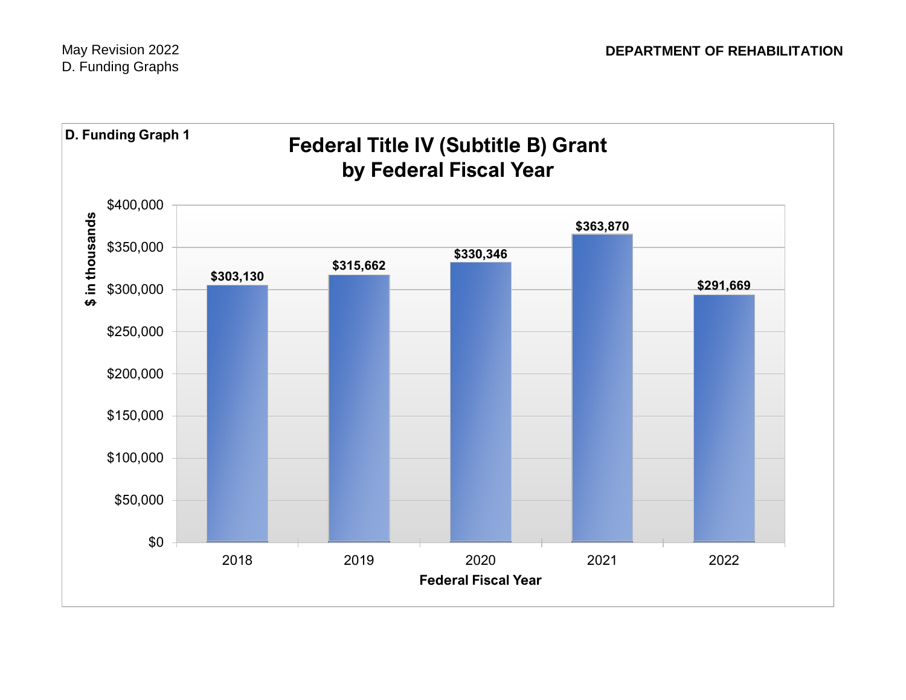D. Funding Graph 1

## Federal Title IV (Subtitle B) Grant by Federal Fiscal Year

| Federal Fiscal Year | $ in thousands |
|---|---|
| 2018 | $303,130 |
| 2019 | $315,662 |
| 2020 | $330,346 |
| 2021 | $363,870 |
| 2022 | $291,669 |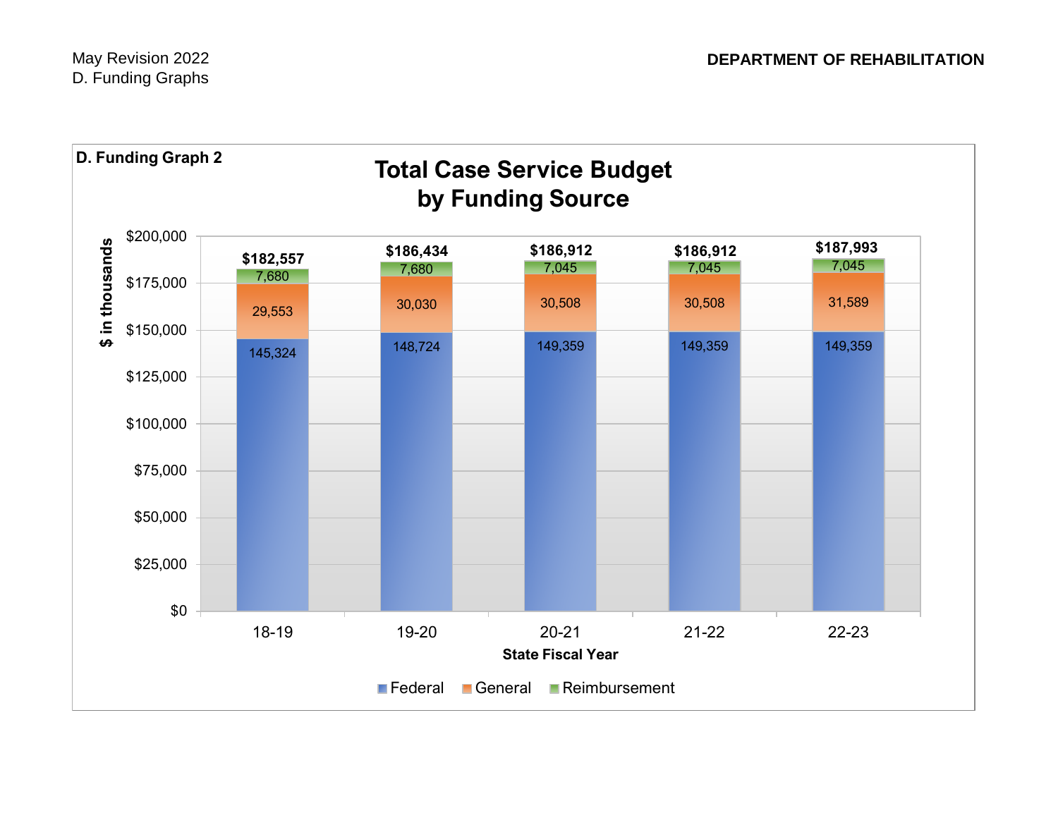May Revision 2022
D. Funding Graphs

**DEPARTMENT OF REHABILITATION**

**D. Funding Graph 2**

## Total Case Service Budget by Funding Source

($ in thousands)

| State Fiscal Year | Federal | General | Reimbursement | Total |
|---|---|---|---|---|
| 18-19 | 145,324 | 29,553 | 7,680 | $182,557 |
| 19-20 | 148,724 | 30,030 | 7,680 | $186,434 |
| 20-21 | 149,359 | 30,508 | 7,045 | $186,912 |
| 21-22 | 149,359 | 30,508 | 7,045 | $186,912 |
| 22-23 | 149,359 | 31,589 | 7,045 | $187,993 |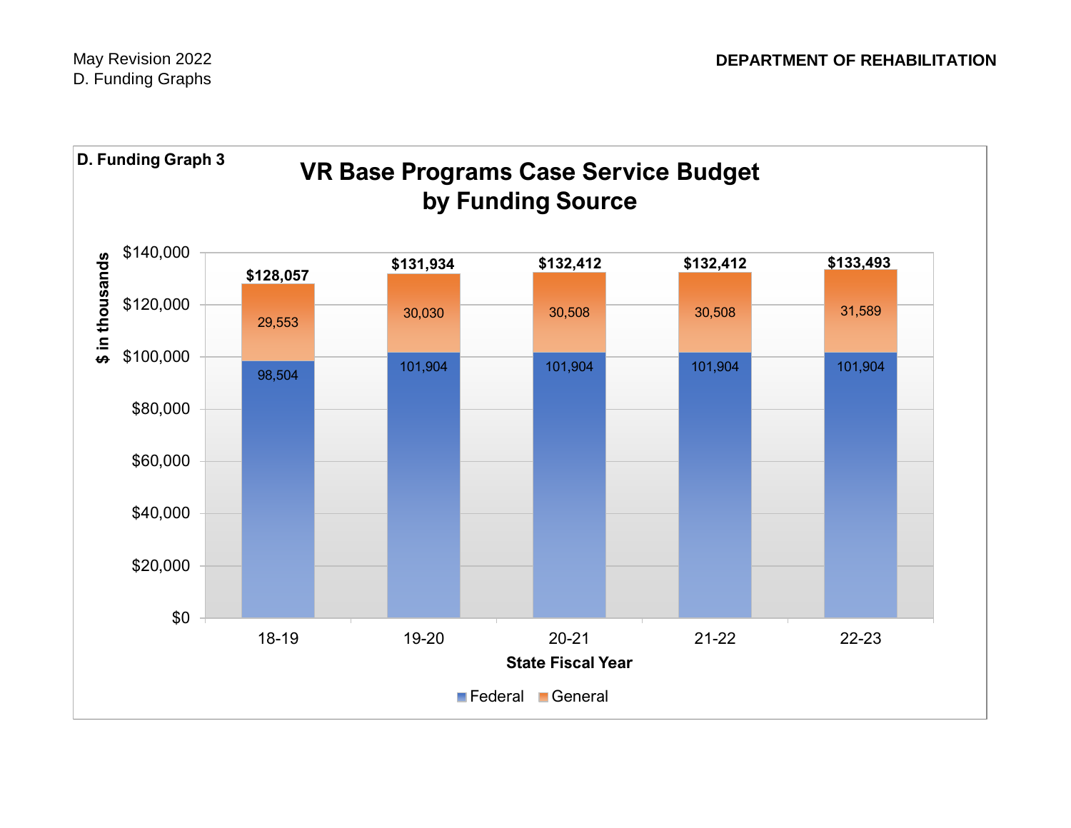May Revision 2022
D. Funding Graphs

**DEPARTMENT OF REHABILITATION**

**D. Funding Graph 3**

## VR Base Programs Case Service Budget by Funding Source

($ in thousands)

| State Fiscal Year | Federal | General | Total |
|---|---|---|---|
| 18-19 | 98,504 | 29,553 | $128,057 |
| 19-20 | 101,904 | 30,030 | $131,934 |
| 20-21 | 101,904 | 30,508 | $132,412 |
| 21-22 | 101,904 | 30,508 | $132,412 |
| 22-23 | 101,904 | 31,589 | $133,493 |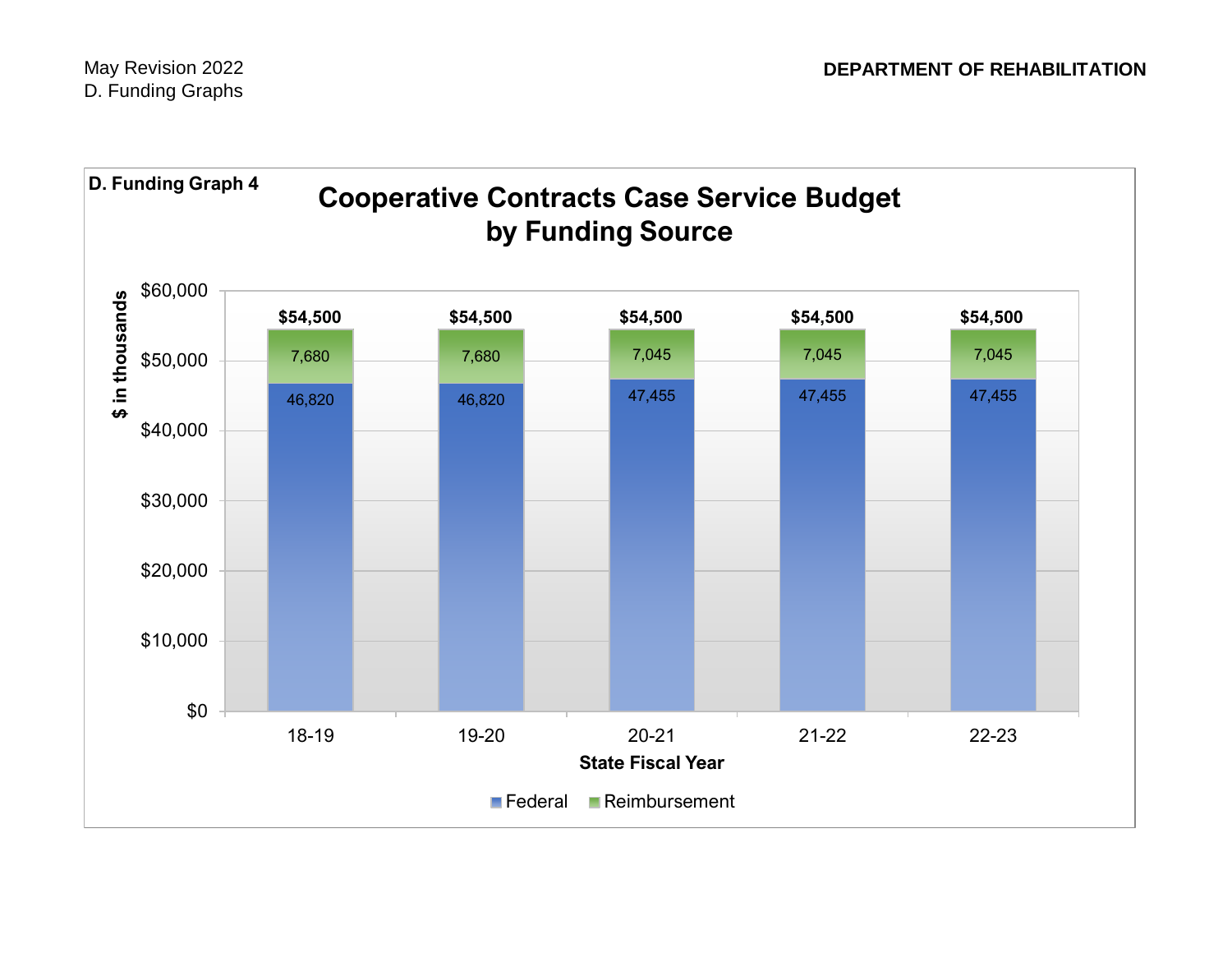May Revision 2022
D. Funding Graphs

**DEPARTMENT OF REHABILITATION**

**D. Funding Graph 4**

## Cooperative Contracts Case Service Budget by Funding Source

($ in thousands)

| State Fiscal Year | Federal | Reimbursement | Total |
|---|---|---|---|
| 18-19 | 46,820 | 7,680 | $54,500 |
| 19-20 | 46,820 | 7,680 | $54,500 |
| 20-21 | 47,455 | 7,045 | $54,500 |
| 21-22 | 47,455 | 7,045 | $54,500 |
| 22-23 | 47,455 | 7,045 | $54,500 |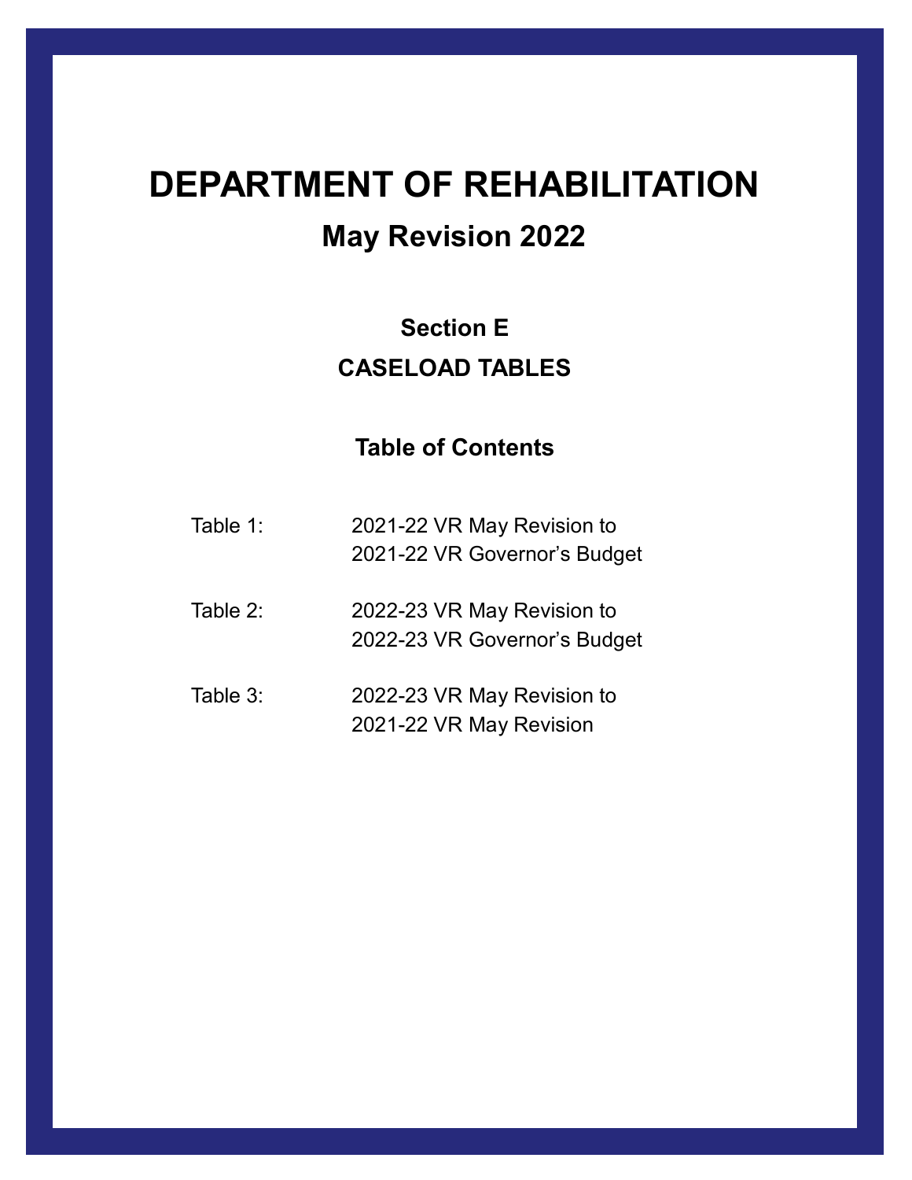# DEPARTMENT OF REHABILITATION

## May Revision 2022

### Section E

### CASELOAD TABLES

### Table of Contents

| | |
|---|---|
| Table 1: | 2021-22 VR May Revision to 2021-22 VR Governor's Budget |
| Table 2: | 2022-23 VR May Revision to 2022-23 VR Governor's Budget |
| Table 3: | 2022-23 VR May Revision to 2021-22 VR May Revision |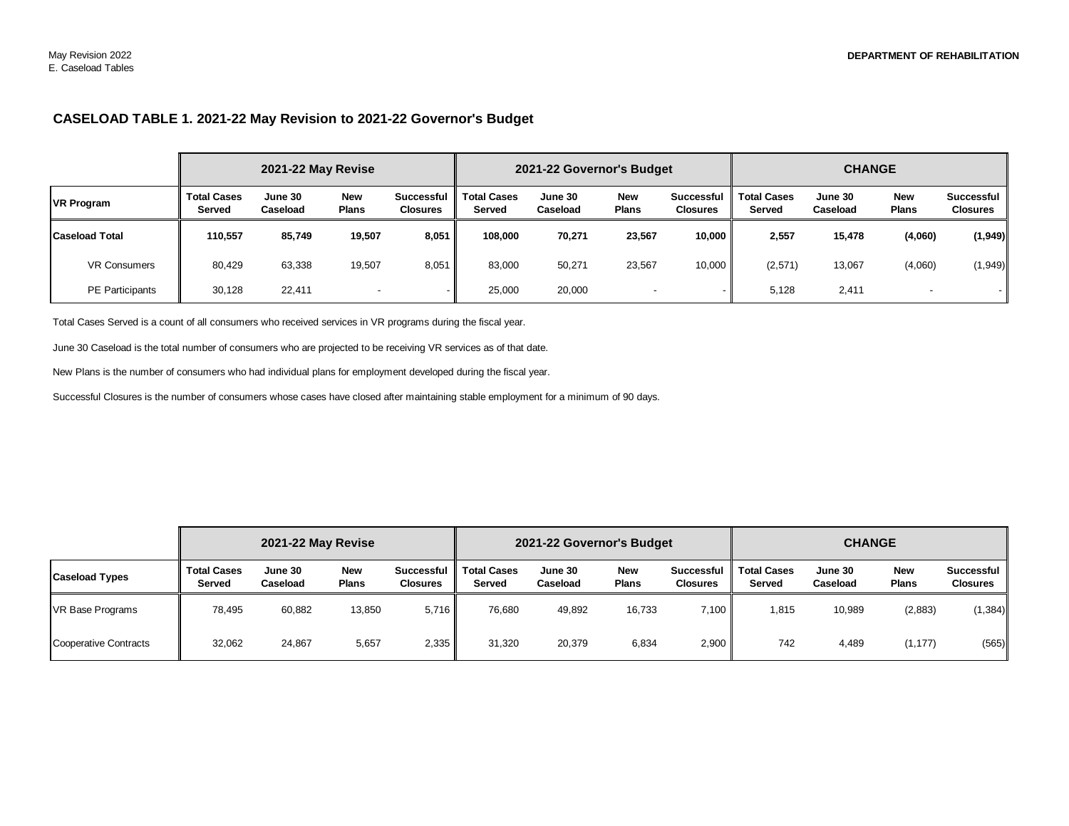## CASELOAD TABLE 1. 2021-22 May Revision to 2021-22 Governor's Budget

| | 2021-22 May Revise | | | | 2021-22 Governor's Budget | | | | CHANGE | | | |
|---|---|---|---|---|---|---|---|---|---|---|---|---|
| **VR Program** | **Total Cases Served** | **June 30 Caseload** | **New Plans** | **Successful Closures** | **Total Cases Served** | **June 30 Caseload** | **New Plans** | **Successful Closures** | **Total Cases Served** | **June 30 Caseload** | **New Plans** | **Successful Closures** |
| **Caseload Total** | **110,557** | **85,749** | **19,507** | **8,051** | **108,000** | **70,271** | **23,567** | **10,000** | **2,557** | **15,478** | **(4,060)** | **(1,949)** |
| VR Consumers | 80,429 | 63,338 | 19,507 | 8,051 | 83,000 | 50,271 | 23,567 | 10,000 | (2,571) | 13,067 | (4,060) | (1,949) |
| PE Participants | 30,128 | 22,411 | - | - | 25,000 | 20,000 | - | - | 5,128 | 2,411 | - | - |

Total Cases Served is a count of all consumers who received services in VR programs during the fiscal year.

June 30 Caseload is the total number of consumers who are projected to be receiving VR services as of that date.

New Plans is the number of consumers who had individual plans for employment developed during the fiscal year.

Successful Closures is the number of consumers whose cases have closed after maintaining stable employment for a minimum of 90 days.

| | 2021-22 May Revise | | | | 2021-22 Governor's Budget | | | | CHANGE | | | |
|---|---|---|---|---|---|---|---|---|---|---|---|---|
| **Caseload Types** | **Total Cases Served** | **June 30 Caseload** | **New Plans** | **Successful Closures** | **Total Cases Served** | **June 30 Caseload** | **New Plans** | **Successful Closures** | **Total Cases Served** | **June 30 Caseload** | **New Plans** | **Successful Closures** |
| VR Base Programs | 78,495 | 60,882 | 13,850 | 5,716 | 76,680 | 49,892 | 16,733 | 7,100 | 1,815 | 10,989 | (2,883) | (1,384) |
| Cooperative Contracts | 32,062 | 24,867 | 5,657 | 2,335 | 31,320 | 20,379 | 6,834 | 2,900 | 742 | 4,489 | (1,177) | (565) |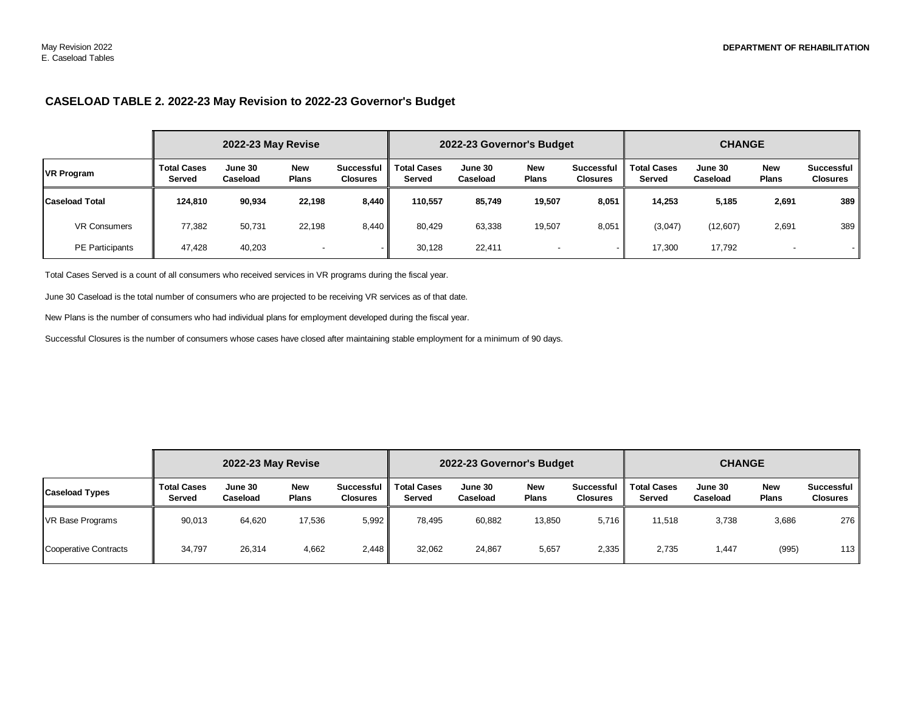## CASELOAD TABLE 2. 2022-23 May Revision to 2022-23 Governor's Budget

| | 2022-23 May Revise | | | | 2022-23 Governor's Budget | | | | CHANGE | | | |
|---|---|---|---|---|---|---|---|---|---|---|---|---|
| **VR Program** | **Total Cases Served** | **June 30 Caseload** | **New Plans** | **Successful Closures** | **Total Cases Served** | **June 30 Caseload** | **New Plans** | **Successful Closures** | **Total Cases Served** | **June 30 Caseload** | **New Plans** | **Successful Closures** |
| **Caseload Total** | **124,810** | **90,934** | **22,198** | **8,440** | **110,557** | **85,749** | **19,507** | **8,051** | **14,253** | **5,185** | **2,691** | **389** |
| VR Consumers | 77,382 | 50,731 | 22,198 | 8,440 | 80,429 | 63,338 | 19,507 | 8,051 | (3,047) | (12,607) | 2,691 | 389 |
| PE Participants | 47,428 | 40,203 | - | - | 30,128 | 22,411 | - | - | 17,300 | 17,792 | - | - |

Total Cases Served is a count of all consumers who received services in VR programs during the fiscal year.

June 30 Caseload is the total number of consumers who are projected to be receiving VR services as of that date.

New Plans is the number of consumers who had individual plans for employment developed during the fiscal year.

Successful Closures is the number of consumers whose cases have closed after maintaining stable employment for a minimum of 90 days.

| | 2022-23 May Revise | | | | 2022-23 Governor's Budget | | | | CHANGE | | | |
|---|---|---|---|---|---|---|---|---|---|---|---|---|
| **Caseload Types** | **Total Cases Served** | **June 30 Caseload** | **New Plans** | **Successful Closures** | **Total Cases Served** | **June 30 Caseload** | **New Plans** | **Successful Closures** | **Total Cases Served** | **June 30 Caseload** | **New Plans** | **Successful Closures** |
| VR Base Programs | 90,013 | 64,620 | 17,536 | 5,992 | 78,495 | 60,882 | 13,850 | 5,716 | 11,518 | 3,738 | 3,686 | 276 |
| Cooperative Contracts | 34,797 | 26,314 | 4,662 | 2,448 | 32,062 | 24,867 | 5,657 | 2,335 | 2,735 | 1,447 | (995) | 113 |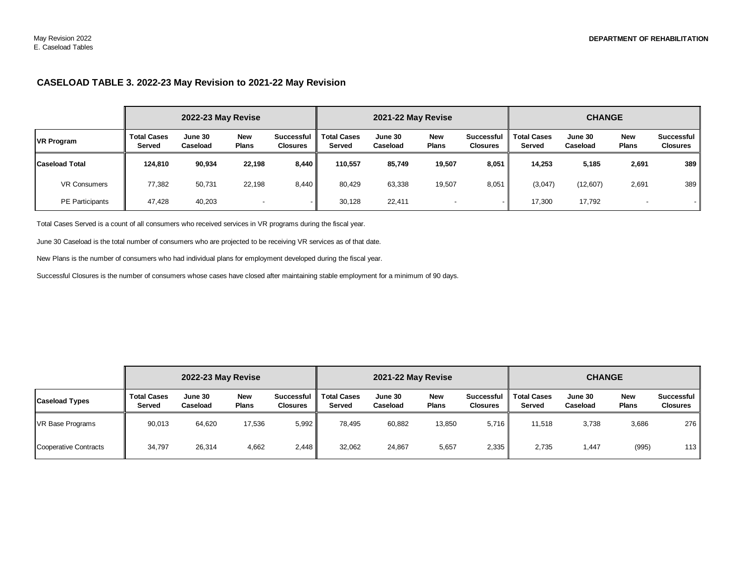## CASELOAD TABLE 3. 2022-23 May Revision to 2021-22 May Revision

| | 2022-23 May Revise | | | | 2021-22 May Revise | | | | CHANGE | | | |
|---|---|---|---|---|---|---|---|---|---|---|---|---|
| **VR Program** | **Total Cases Served** | **June 30 Caseload** | **New Plans** | **Successful Closures** | **Total Cases Served** | **June 30 Caseload** | **New Plans** | **Successful Closures** | **Total Cases Served** | **June 30 Caseload** | **New Plans** | **Successful Closures** |
| **Caseload Total** | **124,810** | **90,934** | **22,198** | **8,440** | **110,557** | **85,749** | **19,507** | **8,051** | **14,253** | **5,185** | **2,691** | **389** |
| VR Consumers | 77,382 | 50,731 | 22,198 | 8,440 | 80,429 | 63,338 | 19,507 | 8,051 | (3,047) | (12,607) | 2,691 | 389 |
| PE Participants | 47,428 | 40,203 | - | - | 30,128 | 22,411 | - | - | 17,300 | 17,792 | - | - |

Total Cases Served is a count of all consumers who received services in VR programs during the fiscal year.

June 30 Caseload is the total number of consumers who are projected to be receiving VR services as of that date.

New Plans is the number of consumers who had individual plans for employment developed during the fiscal year.

Successful Closures is the number of consumers whose cases have closed after maintaining stable employment for a minimum of 90 days.

| | 2022-23 May Revise | | | | 2021-22 May Revise | | | | CHANGE | | | |
|---|---|---|---|---|---|---|---|---|---|---|---|---|
| **Caseload Types** | **Total Cases Served** | **June 30 Caseload** | **New Plans** | **Successful Closures** | **Total Cases Served** | **June 30 Caseload** | **New Plans** | **Successful Closures** | **Total Cases Served** | **June 30 Caseload** | **New Plans** | **Successful Closures** |
| VR Base Programs | 90,013 | 64,620 | 17,536 | 5,992 | 78,495 | 60,882 | 13,850 | 5,716 | 11,518 | 3,738 | 3,686 | 276 |
| Cooperative Contracts | 34,797 | 26,314 | 4,662 | 2,448 | 32,062 | 24,867 | 5,657 | 2,335 | 2,735 | 1,447 | (995) | 113 |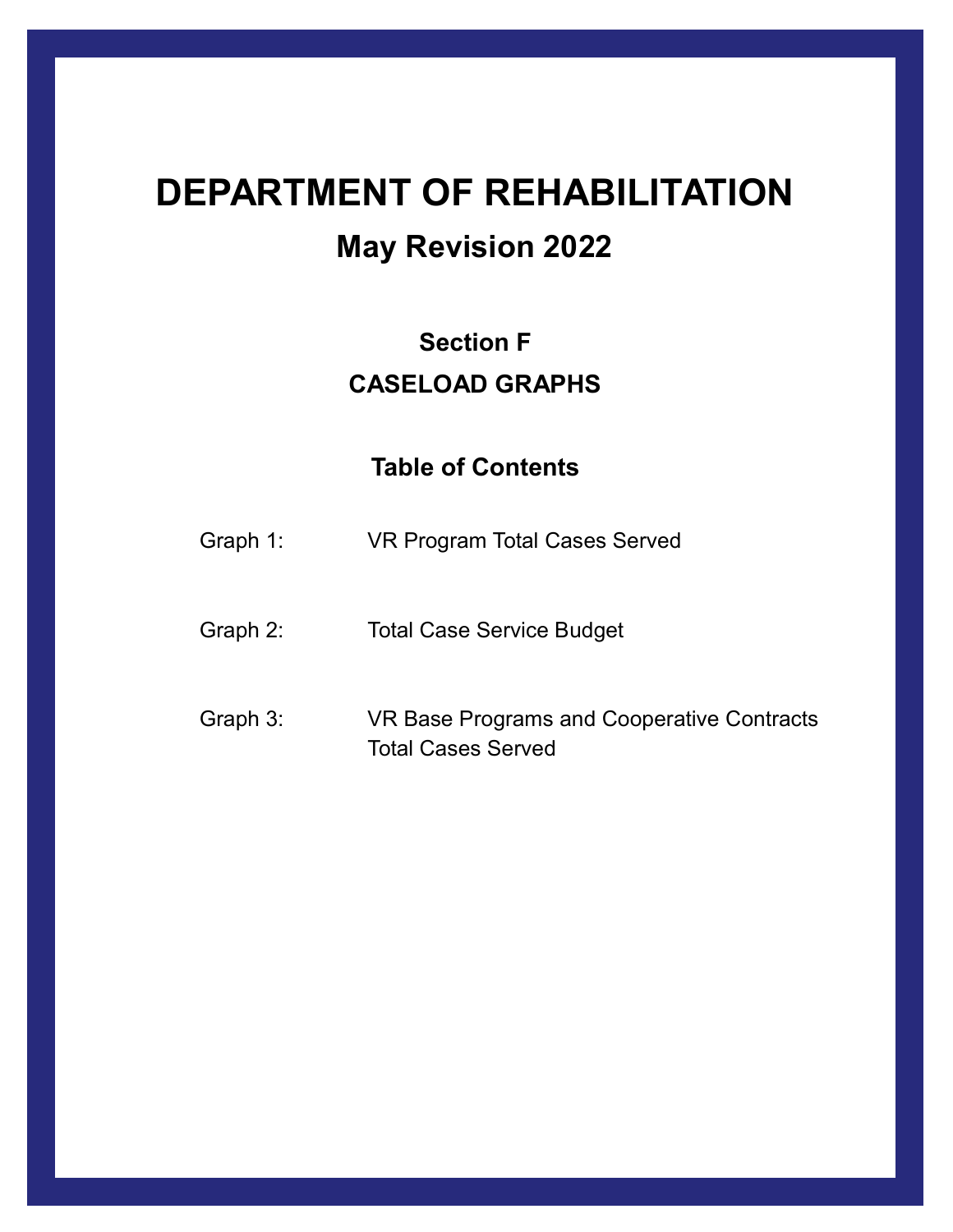# DEPARTMENT OF REHABILITATION

## May Revision 2022

### Section F

### CASELOAD GRAPHS

### Table of Contents

| | |
|---|---|
| Graph 1: | VR Program Total Cases Served |
| Graph 2: | Total Case Service Budget |
| Graph 3: | VR Base Programs and Cooperative Contracts Total Cases Served |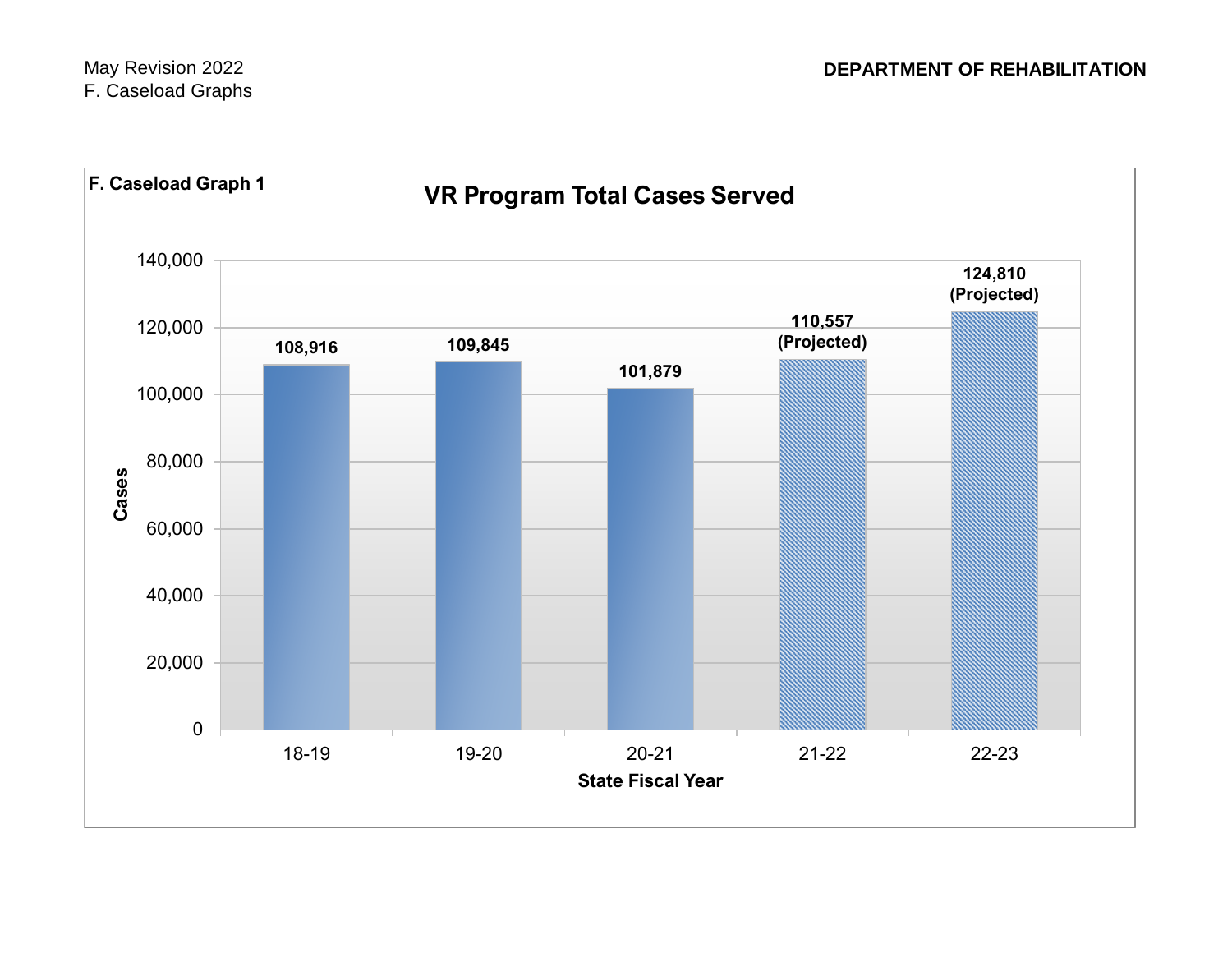F. Caseload Graph 1

## VR Program Total Cases Served

| State Fiscal Year | Cases |
|---|---|
| 18-19 | 108,916 |
| 19-20 | 109,845 |
| 20-21 | 101,879 |
| 21-22 | 110,557 (Projected) |
| 22-23 | 124,810 (Projected) |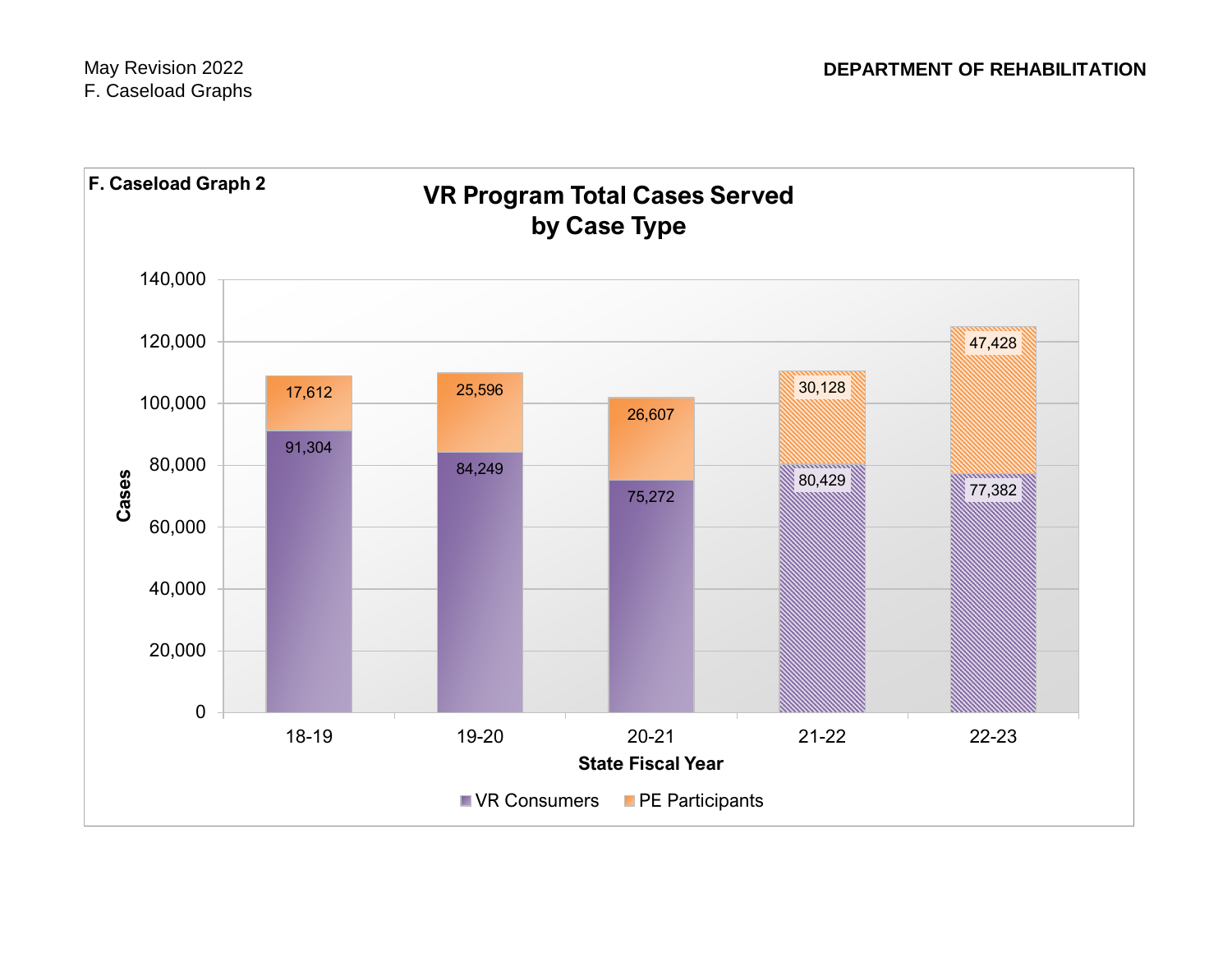May Revision 2022
F. Caseload Graphs

**DEPARTMENT OF REHABILITATION**

**F. Caseload Graph 2**

## VR Program Total Cases Served by Case Type

| State Fiscal Year | VR Consumers | PE Participants |
|---|---|---|
| 18-19 | 91,304 | 17,612 |
| 19-20 | 84,249 | 25,596 |
| 20-21 | 75,272 | 26,607 |
| 21-22 | 80,429 | 30,128 |
| 22-23 | 77,382 | 47,428 |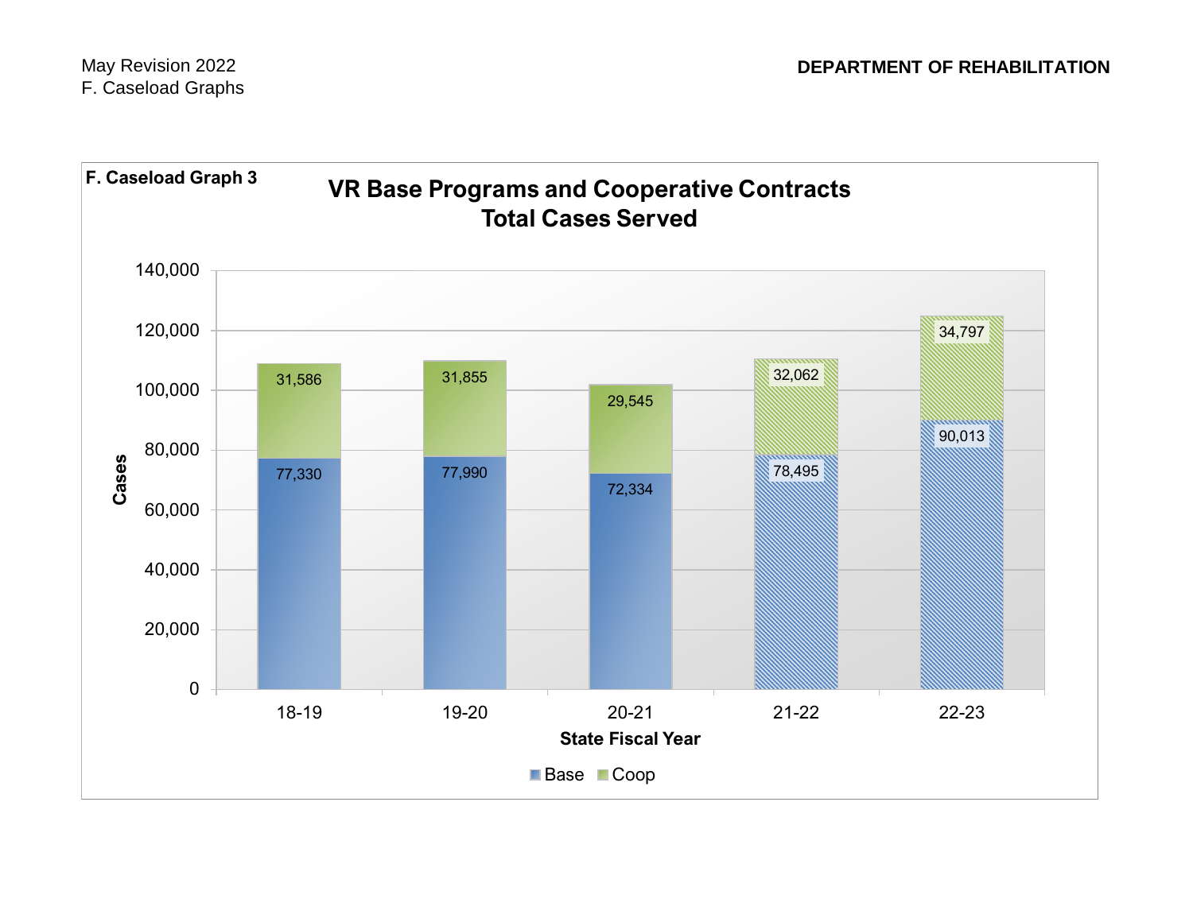F. Caseload Graph 3

VR Base Programs and Cooperative Contracts
Total Cases Served

140,000
120,000
100,000
80,000
60,000
40,000
20,000
0

Cases

18-19: 77,330 / 31,586
19-20: 77,990 / 31,855
20-21: 72,334 / 29,545
21-22: 78,495 / 32,062
22-23: 90,013 / 34,797

State Fiscal Year

Base Coop